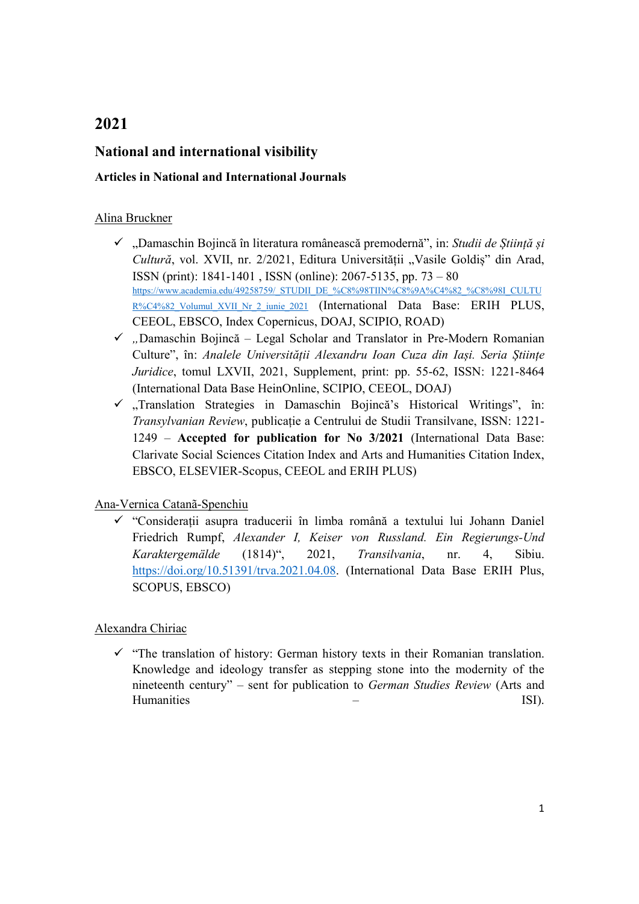# 2021

## National and international visibility

### Articles in National and International Journals

<u>Alina Bruckner</u>

- ✓ „Damaschin Bojincă în literatura românească premodernă", in: *Studii de Știință și Cultură*, vol. XVII, nr. 2/2021, Editura Universității „Vasile Goldiș" din Arad, ISSN (print): 1841-1401 , ISSN (online): 2067-5135, pp. 73 – 80 https://www.academia.edu/49258759/_STUDII_DE_%C8%98TIIN%C8%9A%C4%82_%C8%98I_CULTUR%C4%82_Volumul_XVII_Nr_2_iunie_2021 (International Data Base: ERIH PLUS, CEEOL, EBSCO, Index Copernicus, DOAJ, SCIPIO, ROAD)
- ✓ „Damaschin Bojincă – Legal Scholar and Translator in Pre-Modern Romanian Culture", în: *Analele Universității Alexandru Ioan Cuza din Iași. Seria Științe Juridice*, tomul LXVII, 2021, Supplement, print: pp. 55-62, ISSN: 1221-8464 (International Data Base HeinOnline, SCIPIO, CEEOL, DOAJ)
- ✓ „Translation Strategies in Damaschin Bojincă's Historical Writings", în: *Transylvanian Review*, publicație a Centrului de Studii Transilvane, ISSN: 1221-1249 – **Accepted for publication for No 3/2021** (International Data Base: Clarivate Social Sciences Citation Index and Arts and Humanities Citation Index, EBSCO, ELSEVIER-Scopus, CEEOL and ERIH PLUS)

<u>Ana-Vernica Catană-Spenchiu</u>

- ✓ "Considerații asupra traducerii în limba română a textului lui Johann Daniel Friedrich Rumpf, *Alexander I, Keiser von Russland. Ein Regierungs-Und Karaktergemälde* (1814)", 2021, *Transilvania*, nr. 4, Sibiu. https://doi.org/10.51391/trva.2021.04.08. (International Data Base ERIH Plus, SCOPUS, EBSCO)

<u>Alexandra Chiriac</u>

- ✓ "The translation of history: German history texts in their Romanian translation. Knowledge and ideology transfer as stepping stone into the modernity of the nineteenth century" – sent for publication to *German Studies Review* (Arts and Humanities – ISI).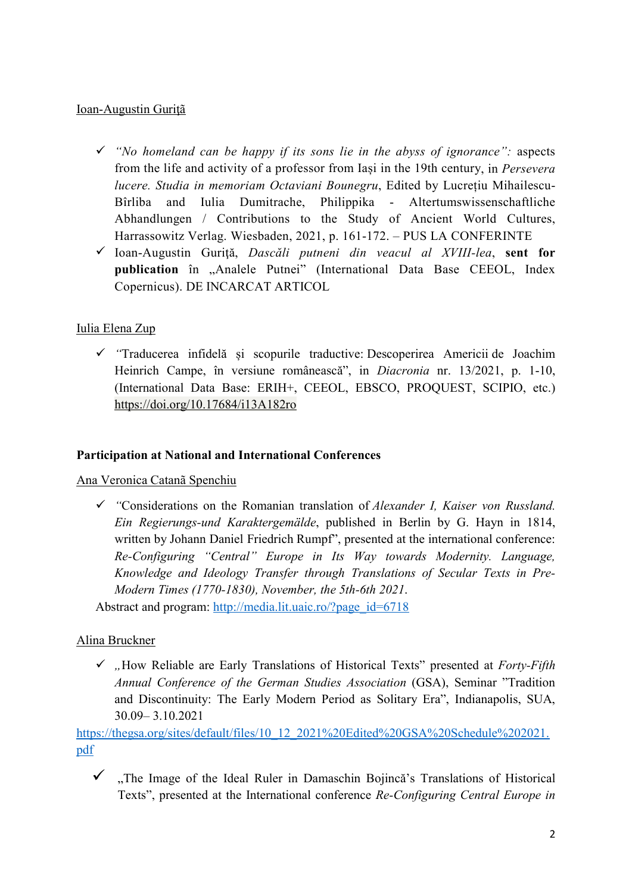Ioan-Augustin Guriţă

- ✓ *"No homeland can be happy if its sons lie in the abyss of ignorance":* aspects from the life and activity of a professor from Iaşi in the 19th century, in *Persevera lucere. Studia in memoriam Octaviani Bounegru*, Edited by Lucreţiu Mihailescu-Bîrliba and Iulia Dumitrache, Philippika - Altertumswissenschaftliche Abhandlungen / Contributions to the Study of Ancient World Cultures, Harrassowitz Verlag. Wiesbaden, 2021, p. 161-172. – PUS LA CONFERINTE
- ✓ Ioan-Augustin Guriţă, *Dascăli putneni din veacul al XVIII-lea*, **sent for publication** în „Analele Putnei" (International Data Base CEEOL, Index Copernicus). DE INCARCAT ARTICOL

Iulia Elena Zup

- ✓ "Traducerea infidelă şi scopurile traductive: Descoperirea Americii de Joachim Heinrich Campe, în versiune românească", in *Diacronia* nr. 13/2021, p. 1-10, (International Data Base: ERIH+, CEEOL, EBSCO, PROQUEST, SCIPIO, etc.) https://doi.org/10.17684/i13A182ro

**Participation at National and International Conferences**

Ana Veronica Catană Spenchiu

- ✓ "Considerations on the Romanian translation of *Alexander I, Kaiser von Russland. Ein Regierungs-und Karaktergemälde*, published in Berlin by G. Hayn in 1814, written by Johann Daniel Friedrich Rumpf", presented at the international conference: *Re-Configuring "Central" Europe in Its Way towards Modernity. Language, Knowledge and Ideology Transfer through Translations of Secular Texts in Pre-Modern Times (1770-1830), November, the 5th-6th 2021*.

Abstract and program: http://media.lit.uaic.ro/?page_id=6718

Alina Bruckner

- ✓ „How Reliable are Early Translations of Historical Texts" presented at *Forty-Fifth Annual Conference of the German Studies Association* (GSA), Seminar "Tradition and Discontinuity: The Early Modern Period as Solitary Era", Indianapolis, SUA, 30.09– 3.10.2021

https://thegsa.org/sites/default/files/10_12_2021%20Edited%20GSA%20Schedule%202021.pdf

- ✓ „The Image of the Ideal Ruler in Damaschin Bojincă's Translations of Historical Texts", presented at the International conference *Re-Configuring Central Europe in*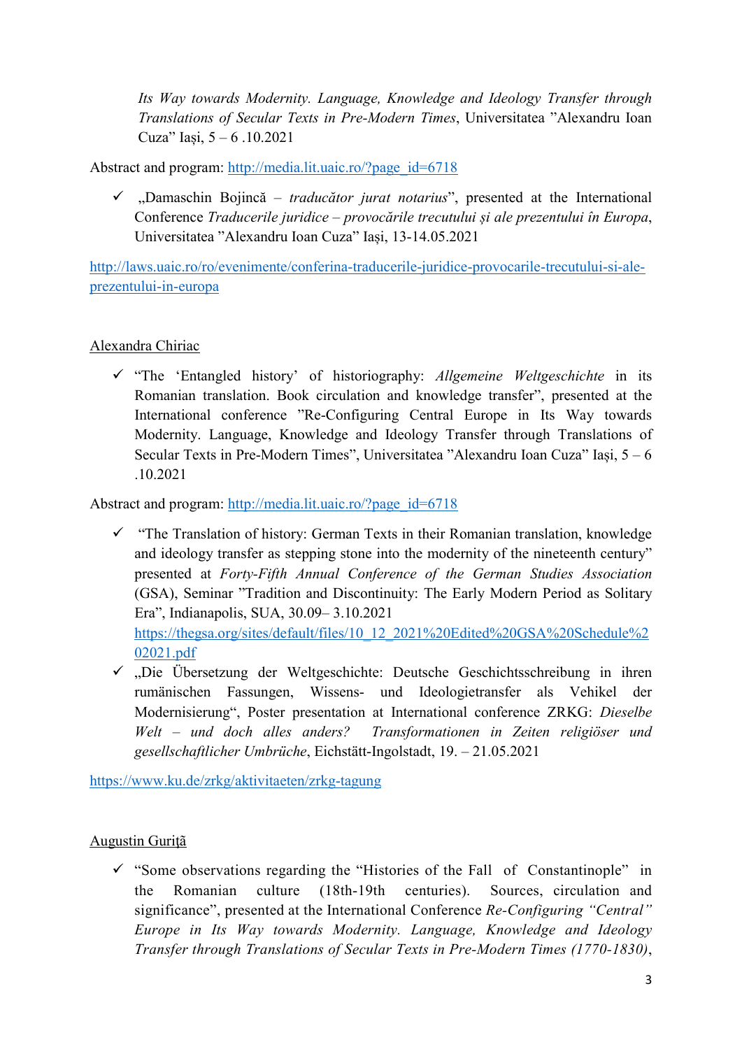*Its Way towards Modernity. Language, Knowledge and Ideology Transfer through Translations of Secular Texts in Pre-Modern Times*, Universitatea ”Alexandru Ioan Cuza” Iași, 5 – 6 .10.2021

Abstract and program: http://media.lit.uaic.ro/?page_id=6718

- ✓ „Damaschin Bojincă – *traducător jurat notarius*”, presented at the International Conference *Traducerile juridice – provocările trecutului și ale prezentului în Europa*, Universitatea ”Alexandru Ioan Cuza” Iași, 13-14.05.2021

http://laws.uaic.ro/ro/evenimente/conferina-traducerile-juridice-provocarile-trecutului-si-ale-prezentului-in-europa

Alexandra Chiriac

- ✓ “The ‘Entangled history’ of historiography: *Allgemeine Weltgeschichte* in its Romanian translation. Book circulation and knowledge transfer”, presented at the International conference ”Re-Configuring Central Europe in Its Way towards Modernity. Language, Knowledge and Ideology Transfer through Translations of Secular Texts in Pre-Modern Times”, Universitatea ”Alexandru Ioan Cuza” Iași, 5 – 6 .10.2021

Abstract and program: http://media.lit.uaic.ro/?page_id=6718

- ✓ “The Translation of history: German Texts in their Romanian translation, knowledge and ideology transfer as stepping stone into the modernity of the nineteenth century” presented at *Forty-Fifth Annual Conference of the German Studies Association* (GSA), Seminar ”Tradition and Discontinuity: The Early Modern Period as Solitary Era”, Indianapolis, SUA, 30.09– 3.10.2021 https://thegsa.org/sites/default/files/10_12_2021%20Edited%20GSA%20Schedule%202021.pdf
- ✓ „Die Übersetzung der Weltgeschichte: Deutsche Geschichtsschreibung in ihren rumänischen Fassungen, Wissens- und Ideologietransfer als Vehikel der Modernisierung“, Poster presentation at International conference ZRKG: *Dieselbe Welt – und doch alles anders? Transformationen in Zeiten religiöser und gesellschaftlicher Umbrüche*, Eichstätt-Ingolstadt, 19. – 21.05.2021

https://www.ku.de/zrkg/aktivitaeten/zrkg-tagung

Augustin Guriţă

- ✓ “Some observations regarding the “Histories of the Fall of Constantinople” in the Romanian culture (18th-19th centuries). Sources, circulation and significance”, presented at the International Conference *Re-Configuring “Central” Europe in Its Way towards Modernity. Language, Knowledge and Ideology Transfer through Translations of Secular Texts in Pre-Modern Times (1770-1830)*,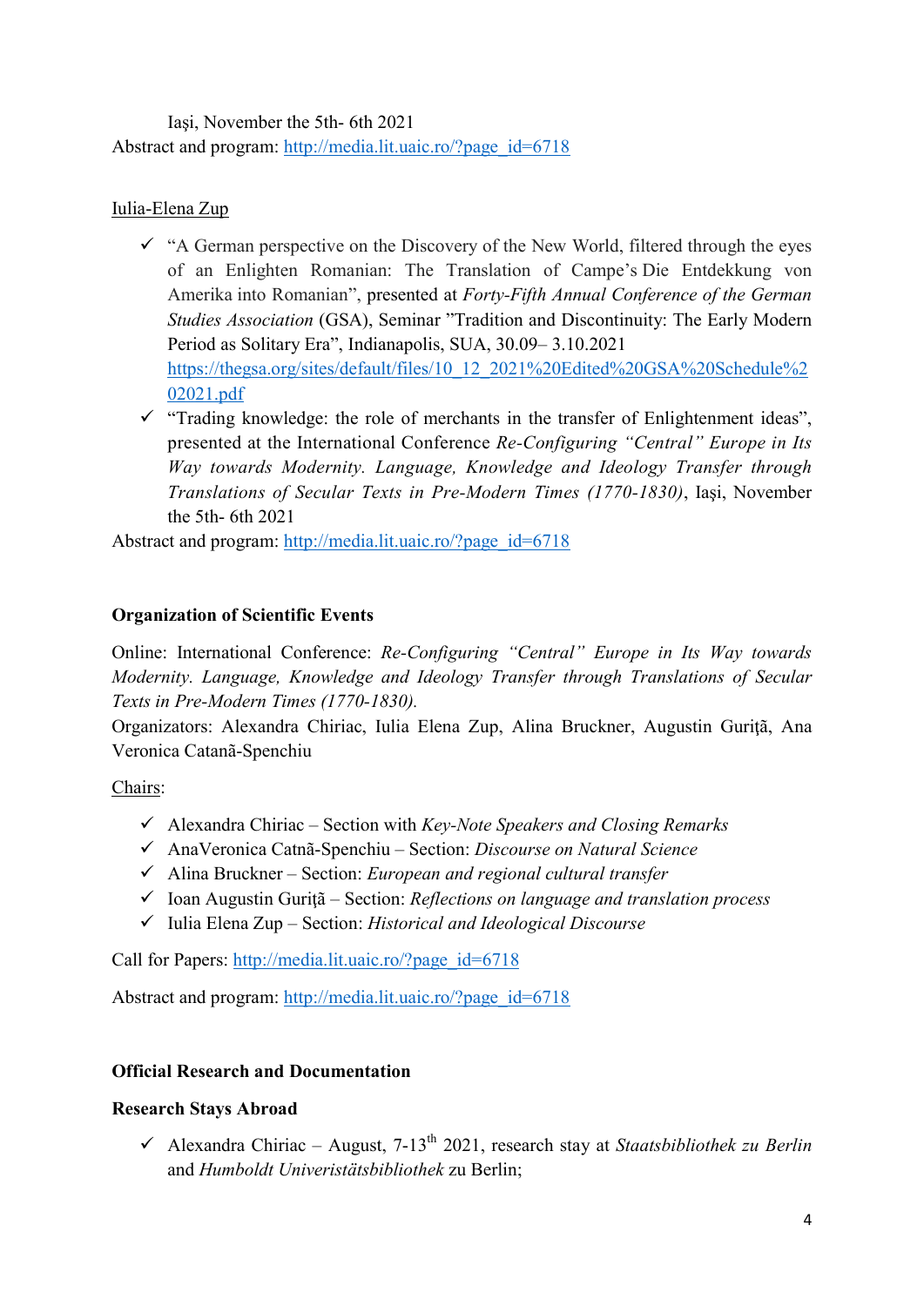Iaşi, November the 5th- 6th 2021

Abstract and program: http://media.lit.uaic.ro/?page_id=6718

Iulia-Elena Zup

- ✓ "A German perspective on the Discovery of the New World, filtered through the eyes of an Enlighten Romanian: The Translation of Campe's Die Entdekkung von Amerika into Romanian", presented at *Forty-Fifth Annual Conference of the German Studies Association* (GSA), Seminar "Tradition and Discontinuity: The Early Modern Period as Solitary Era", Indianapolis, SUA, 30.09– 3.10.2021 https://thegsa.org/sites/default/files/10_12_2021%20Edited%20GSA%20Schedule%202021.pdf
- ✓ "Trading knowledge: the role of merchants in the transfer of Enlightenment ideas", presented at the International Conference *Re-Configuring "Central" Europe in Its Way towards Modernity. Language, Knowledge and Ideology Transfer through Translations of Secular Texts in Pre-Modern Times (1770-1830)*, Iaşi, November the 5th- 6th 2021

Abstract and program: http://media.lit.uaic.ro/?page_id=6718

**Organization of Scientific Events**

Online: International Conference: *Re-Configuring "Central" Europe in Its Way towards Modernity. Language, Knowledge and Ideology Transfer through Translations of Secular Texts in Pre-Modern Times (1770-1830).*

Organizators: Alexandra Chiriac, Iulia Elena Zup, Alina Bruckner, Augustin Guriţă, Ana Veronica Catană-Spenchiu

Chairs:

- ✓ Alexandra Chiriac – Section with *Key-Note Speakers and Closing Remarks*
- ✓ AnaVeronica Catnă-Spenchiu – Section: *Discourse on Natural Science*
- ✓ Alina Bruckner – Section: *European and regional cultural transfer*
- ✓ Ioan Augustin Guriţă – Section: *Reflections on language and translation process*
- ✓ Iulia Elena Zup – Section: *Historical and Ideological Discourse*

Call for Papers: http://media.lit.uaic.ro/?page_id=6718

Abstract and program: http://media.lit.uaic.ro/?page_id=6718

**Official Research and Documentation**

**Research Stays Abroad**

- ✓ Alexandra Chiriac – August, 7-13th 2021, research stay at *Staatsbibliothek zu Berlin* and *Humboldt Univeristätsbibliothek* zu Berlin;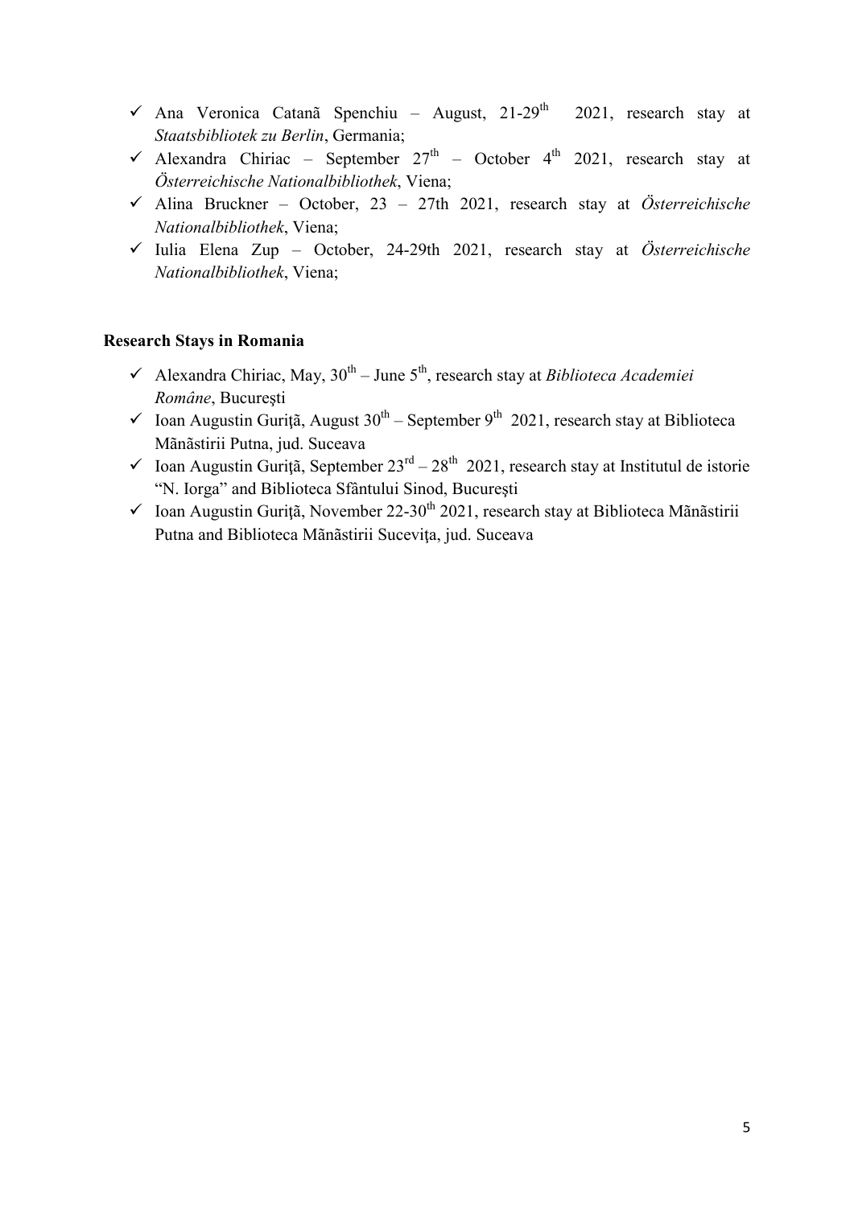- ✓ Ana Veronica Catanã Spenchiu – August, 21-29th 2021, research stay at *Staatsbibliotek zu Berlin*, Germania;
- ✓ Alexandra Chiriac – September 27th – October 4th 2021, research stay at *Österreichische Nationalbibliothek*, Viena;
- ✓ Alina Bruckner – October, 23 – 27th 2021, research stay at *Österreichische Nationalbibliothek*, Viena;
- ✓ Iulia Elena Zup – October, 24-29th 2021, research stay at *Österreichische Nationalbibliothek*, Viena;

**Research Stays in Romania**

- ✓ Alexandra Chiriac, May, 30th – June 5th, research stay at *Biblioteca Academiei Române*, Bucureşti
- ✓ Ioan Augustin Guriţã, August 30th – September 9th 2021, research stay at Biblioteca Mãnãstirii Putna, jud. Suceava
- ✓ Ioan Augustin Guriţã, September 23rd – 28th 2021, research stay at Institutul de istorie "N. Iorga" and Biblioteca Sfântului Sinod, Bucureşti
- ✓ Ioan Augustin Guriţã, November 22-30th 2021, research stay at Biblioteca Mãnãstirii Putna and Biblioteca Mãnãstirii Suceviţa, jud. Suceava